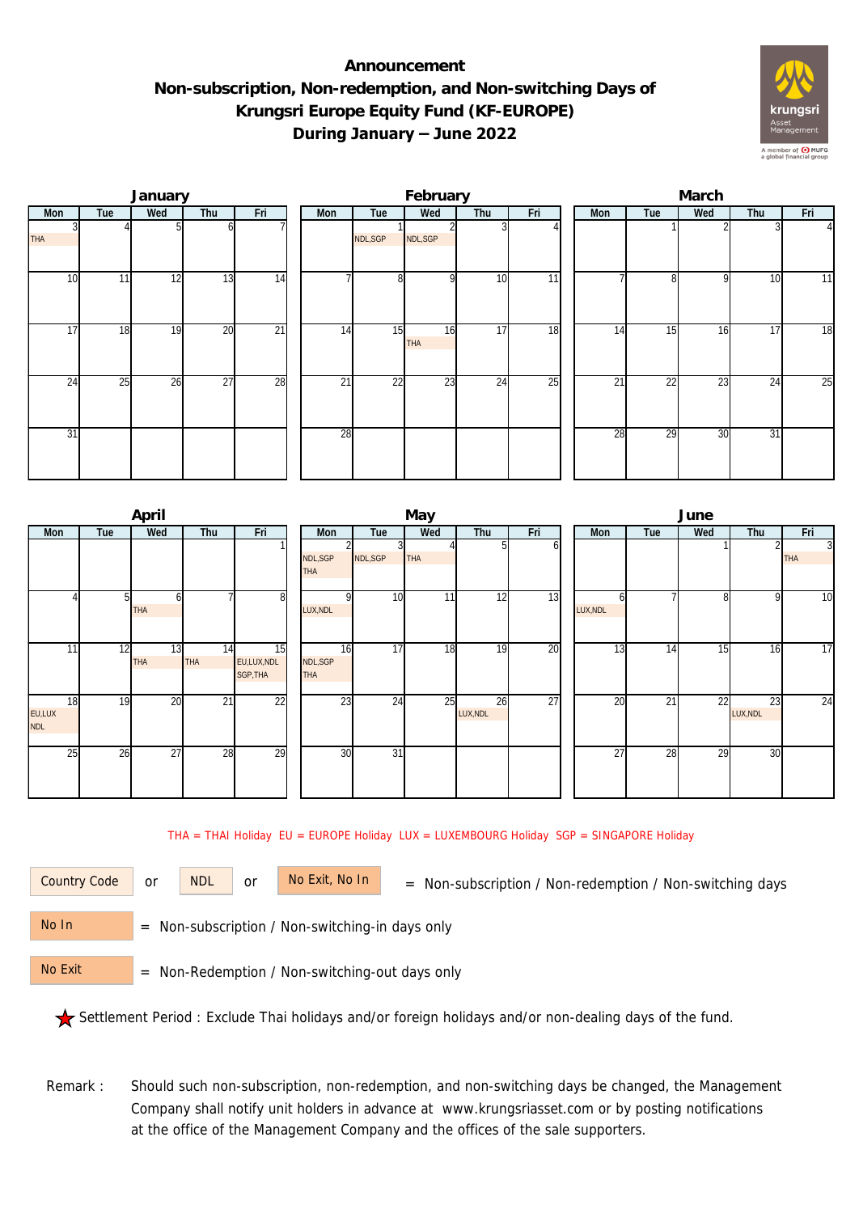# Announcement
# Non-subscription, Non-redemption, and Non-switching Days of Krungsri Europe Equity Fund (KF-EUROPE) During January – June 2022

### January

| Mon | Tue | Wed | Thu | Fri |
|---|---|---|---|---|
| 3 THA | 4 | 5 | 6 | 7 |
| 10 | 11 | 12 | 13 | 14 |
| 17 | 18 | 19 | 20 | 21 |
| 24 | 25 | 26 | 27 | 28 |
| 31 | | | | |

### February

| Mon | Tue | Wed | Thu | Fri |
|---|---|---|---|---|
| | 1 NDL,SGP | 2 NDL,SGP | 3 | 4 |
| 7 | 8 | 9 | 10 | 11 |
| 14 | 15 | 16 THA | 17 | 18 |
| 21 | 22 | 23 | 24 | 25 |
| 28 | | | | |

### March

| Mon | Tue | Wed | Thu | Fri |
|---|---|---|---|---|
| | 1 | 2 | 3 | 4 |
| 7 | 8 | 9 | 10 | 11 |
| 14 | 15 | 16 | 17 | 18 |
| 21 | 22 | 23 | 24 | 25 |
| 28 | 29 | 30 | 31 | |

### April

| Mon | Tue | Wed | Thu | Fri |
|---|---|---|---|---|
| | | | | 1 |
| 4 | 5 | 6 THA | 7 | 8 |
| 11 | 12 | 13 THA | 14 THA | 15 EU,LUX,NDL SGP,THA |
| 18 EU,LUX NDL | 19 | 20 | 21 | 22 |
| 25 | 26 | 27 | 28 | 29 |

### May

| Mon | Tue | Wed | Thu | Fri |
|---|---|---|---|---|
| 2 NDL,SGP THA | 3 NDL,SGP | 4 THA | 5 | 6 |
| 9 LUX,NDL | 10 | 11 | 12 | 13 |
| 16 NDL,SGP THA | 17 | 18 | 19 | 20 |
| 23 | 24 | 25 | 26 LUX,NDL | 27 |
| 30 | 31 | | | |

### June

| Mon | Tue | Wed | Thu | Fri |
|---|---|---|---|---|
| | | 1 | 2 | 3 THA |
| 6 LUX,NDL | 7 | 8 | 9 | 10 |
| 13 | 14 | 15 | 16 | 17 |
| 20 | 21 | 22 | 23 LUX,NDL | 24 |
| 27 | 28 | 29 | 30 | |

THA = THAI Holiday EU = EUROPE Holiday LUX = LUXEMBOURG Holiday SGP = SINGAPORE Holiday

Country Code or NDL or No Exit, No In = Non-subscription / Non-redemption / Non-switching days

No In = Non-subscription / Non-switching-in days only

No Exit = Non-Redemption / Non-switching-out days only

★ Settlement Period : Exclude Thai holidays and/or foreign holidays and/or non-dealing days of the fund.

Remark : Should such non-subscription, non-redemption, and non-switching days be changed, the Management Company shall notify unit holders in advance at www.krungsriasset.com or by posting notifications at the office of the Management Company and the offices of the sale supporters.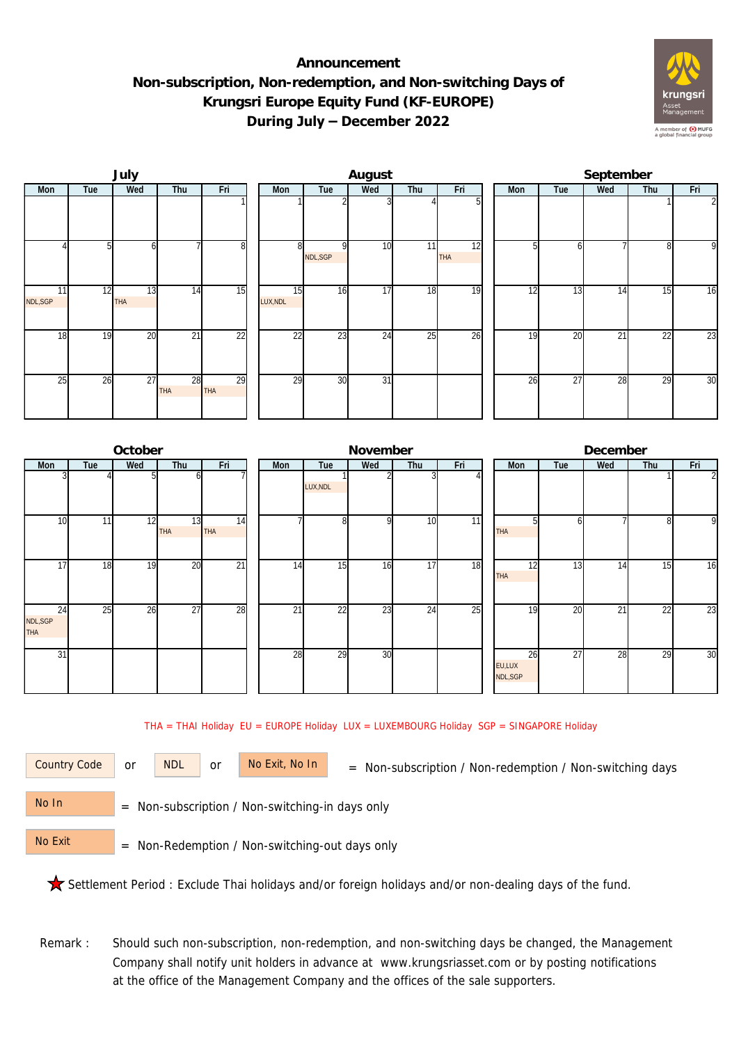# Announcement

## Non-subscription, Non-redemption, and Non-switching Days of Krungsri Europe Equity Fund (KF-EUROPE) During July – December 2022

### July

| Mon | Tue | Wed | Thu | Fri |
|---|---|---|---|---|
| | | | | 1 |
| 4 | 5 | 6 | 7 | 8 |
| 11 NDL,SGP | 12 | 13 THA | 14 | 15 |
| 18 | 19 | 20 | 21 | 22 |
| 25 | 26 | 27 | 28 THA | 29 THA |

### August

| Mon | Tue | Wed | Thu | Fri |
|---|---|---|---|---|
| 1 | 2 | 3 | 4 | 5 |
| 8 | 9 NDL,SGP | 10 | 11 | 12 THA |
| 15 LUX,NDL | 16 | 17 | 18 | 19 |
| 22 | 23 | 24 | 25 | 26 |
| 29 | 30 | 31 | | |

### September

| Mon | Tue | Wed | Thu | Fri |
|---|---|---|---|---|
| | | | 1 | 2 |
| 5 | 6 | 7 | 8 | 9 |
| 12 | 13 | 14 | 15 | 16 |
| 19 | 20 | 21 | 22 | 23 |
| 26 | 27 | 28 | 29 | 30 |

### October

| Mon | Tue | Wed | Thu | Fri |
|---|---|---|---|---|
| 3 | 4 | 5 | 6 | 7 |
| 10 | 11 | 12 | 13 THA | 14 THA |
| 17 | 18 | 19 | 20 | 21 |
| 24 NDL,SGP THA | 25 | 26 | 27 | 28 |
| 31 | | | | |

### November

| Mon | Tue | Wed | Thu | Fri |
|---|---|---|---|---|
| | 1 LUX,NDL | 2 | 3 | 4 |
| 7 | 8 | 9 | 10 | 11 |
| 14 | 15 | 16 | 17 | 18 |
| 21 | 22 | 23 | 24 | 25 |
| 28 | 29 | 30 | | |

### December

| Mon | Tue | Wed | Thu | Fri |
|---|---|---|---|---|
| | | | 1 | 2 |
| 5 THA | 6 | 7 | 8 | 9 |
| 12 THA | 13 | 14 | 15 | 16 |
| 19 | 20 | 21 | 22 | 23 |
| 26 EU,LUX NDL,SGP | 27 | 28 | 29 | 30 |

THA = THAI Holiday EU = EUROPE Holiday LUX = LUXEMBOURG Holiday SGP = SINGAPORE Holiday

Country Code or NDL or No Exit, No In = Non-subscription / Non-redemption / Non-switching days

No In = Non-subscription / Non-switching-in days only

No Exit = Non-Redemption / Non-switching-out days only

★ Settlement Period : Exclude Thai holidays and/or foreign holidays and/or non-dealing days of the fund.

Remark : Should such non-subscription, non-redemption, and non-switching days be changed, the Management Company shall notify unit holders in advance at www.krungsriasset.com or by posting notifications at the office of the Management Company and the offices of the sale supporters.